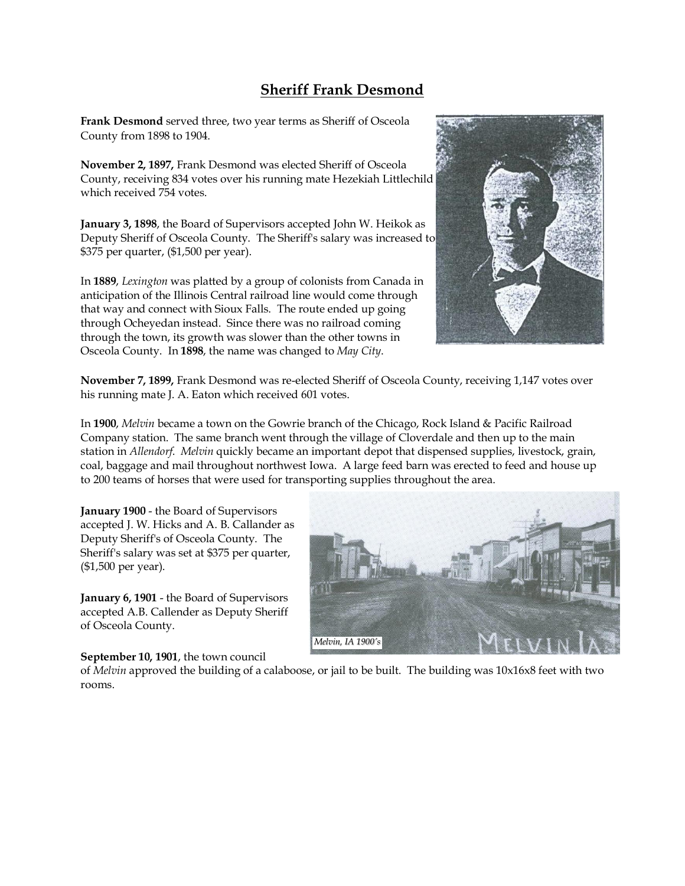## Sheriff Frank Desmond

**Frank Desmond** served three, two year terms as Sheriff of Osceola County from 1898 to 1904.

**November 2, 1897,** Frank Desmond was elected Sheriff of Osceola County, receiving 834 votes over his running mate Hezekiah Littlechild which received 754 votes.

**January 3, 1898**, the Board of Supervisors accepted John W. Heikok as Deputy Sheriff of Osceola County. The Sheriff's salary was increased to $375 per quarter, ($1,500 per year).

In **1889**, *Lexington* was platted by a group of colonists from Canada in anticipation of the Illinois Central railroad line would come through that way and connect with Sioux Falls. The route ended up going through Ocheyedan instead. Since there was no railroad coming through the town, its growth was slower than the other towns in Osceola County. In **1898**, the name was changed to *May City*.

**November 7, 1899,** Frank Desmond was re-elected Sheriff of Osceola County, receiving 1,147 votes over his running mate J. A. Eaton which received 601 votes.

In **1900**, *Melvin* became a town on the Gowrie branch of the Chicago, Rock Island & Pacific Railroad Company station. The same branch went through the village of Cloverdale and then up to the main station in *Allendorf*. *Melvin* quickly became an important depot that dispensed supplies, livestock, grain, coal, baggage and mail throughout northwest Iowa. A large feed barn was erected to feed and house up to 200 teams of horses that were used for transporting supplies throughout the area.

**January 1900** - the Board of Supervisors accepted J. W. Hicks and A. B. Callander as Deputy Sheriff's of Osceola County. The Sheriff's salary was set at $375 per quarter, ($1,500 per year).

*Melvin, IA 1900's*

**January 6, 1901** - the Board of Supervisors accepted A.B. Callender as Deputy Sheriff of Osceola County.

**September 10, 1901**, the town council of *Melvin* approved the building of a calaboose, or jail to be built. The building was 10x16x8 feet with two rooms.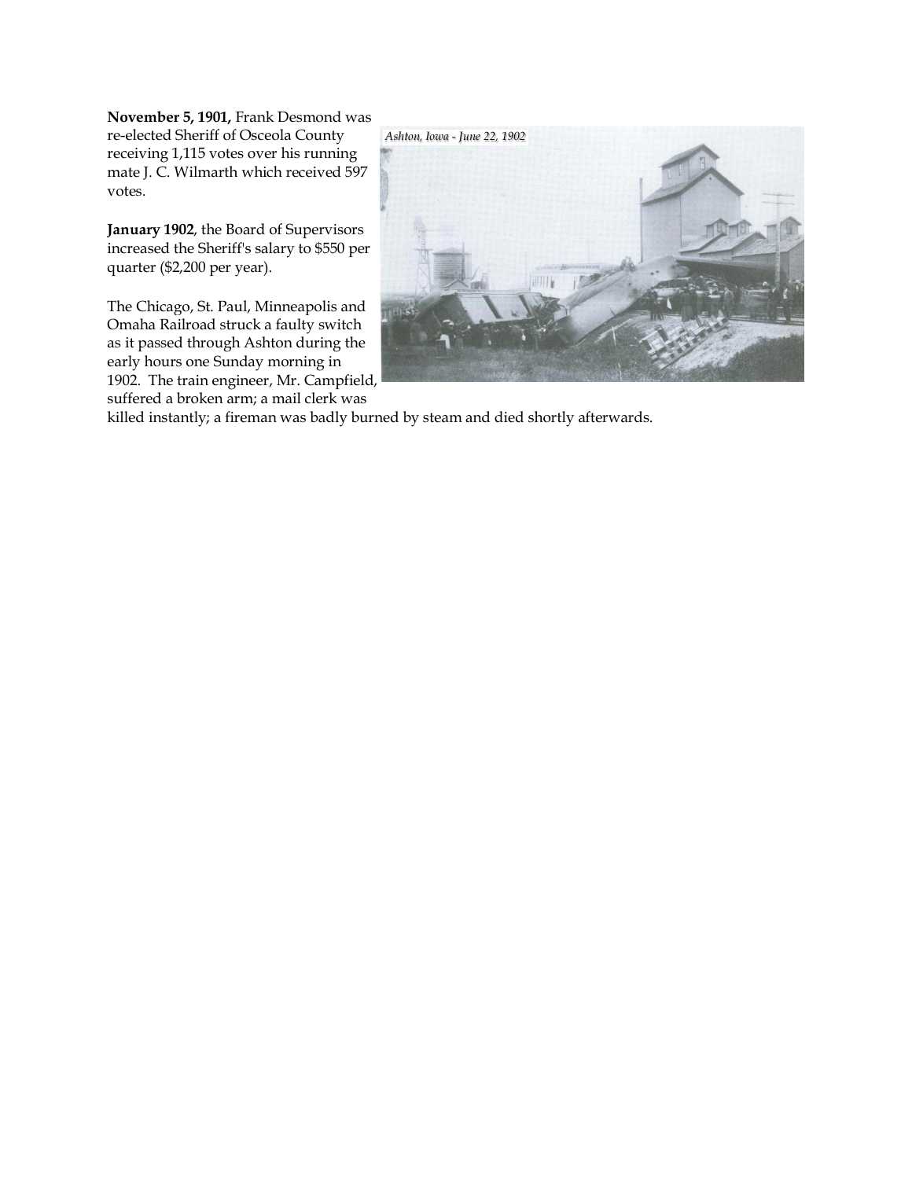**November 5, 1901,** Frank Desmond was re-elected Sheriff of Osceola County receiving 1,115 votes over his running mate J. C. Wilmarth which received 597 votes.

**January 1902**, the Board of Supervisors increased the Sheriff's salary to $550 per quarter ($2,200 per year).

*Ashton, Iowa - June 22, 1902*

The Chicago, St. Paul, Minneapolis and Omaha Railroad struck a faulty switch as it passed through Ashton during the early hours one Sunday morning in 1902. The train engineer, Mr. Campfield, suffered a broken arm; a mail clerk was killed instantly; a fireman was badly burned by steam and died shortly afterwards.